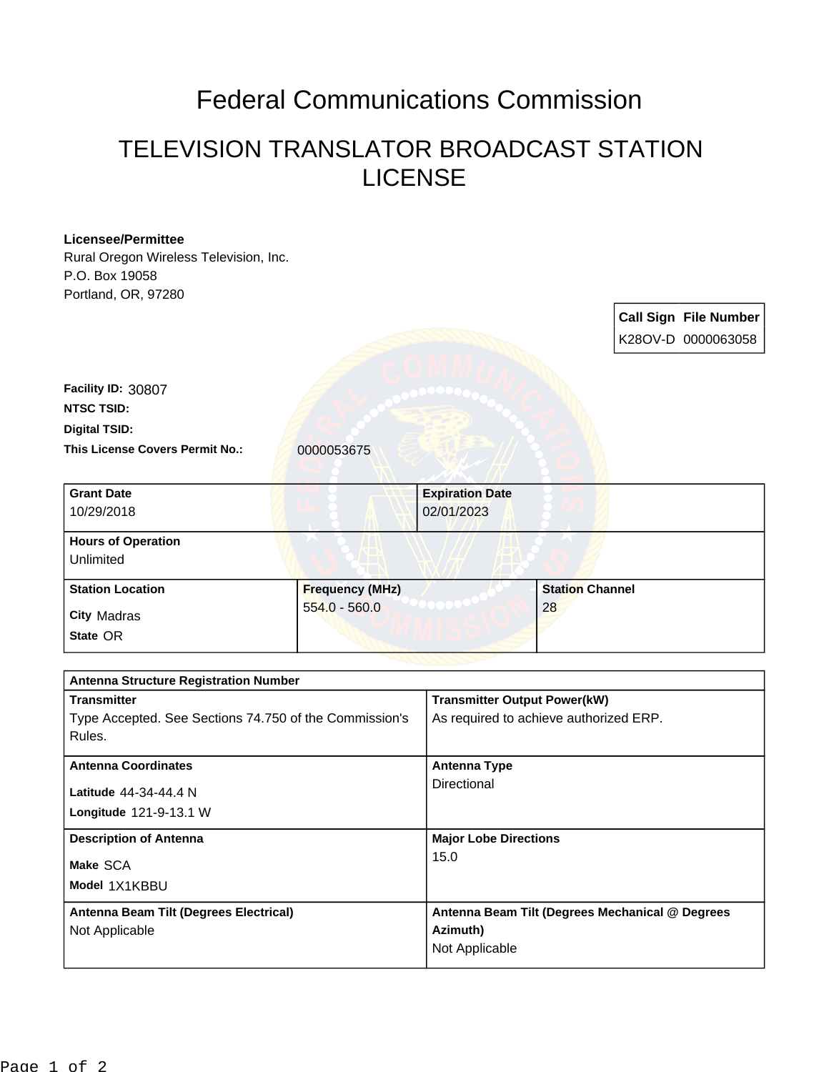# Federal Communications Commission

## TELEVISION TRANSLATOR BROADCAST STATION LICENSE

**Licensee/Permittee**
Rural Oregon Wireless Television, Inc.
P.O. Box 19058
Portland, OR, 97280

| Call Sign | File Number |
|---|---|
| K28OV-D | 0000063058 |

**Facility ID:** 30807

**NTSC TSID:**

**Digital TSID:**

**This License Covers Permit No.:** 0000053675

| Grant Date | Expiration Date |
|---|---|
| 10/29/2018 | 02/01/2023 |

| Hours of Operation |
|---|
| Unlimited |

| Station Location | Frequency (MHz) | Station Channel |
|---|---|---|
| **City** Madras<br>**State** OR | 554.0 - 560.0 | 28 |

| Antenna Structure Registration Number | |
|---|---|
| **Transmitter**<br>Type Accepted. See Sections 74.750 of the Commission's Rules. | **Transmitter Output Power(kW)**<br>As required to achieve authorized ERP. |
| **Antenna Coordinates**<br>**Latitude** 44-34-44.4 N<br>**Longitude** 121-9-13.1 W | **Antenna Type**<br>Directional |
| **Description of Antenna**<br>**Make** SCA<br>**Model** 1X1KBBU | **Major Lobe Directions**<br>15.0 |
| **Antenna Beam Tilt (Degrees Electrical)**<br>Not Applicable | **Antenna Beam Tilt (Degrees Mechanical @ Degrees Azimuth)**<br>Not Applicable |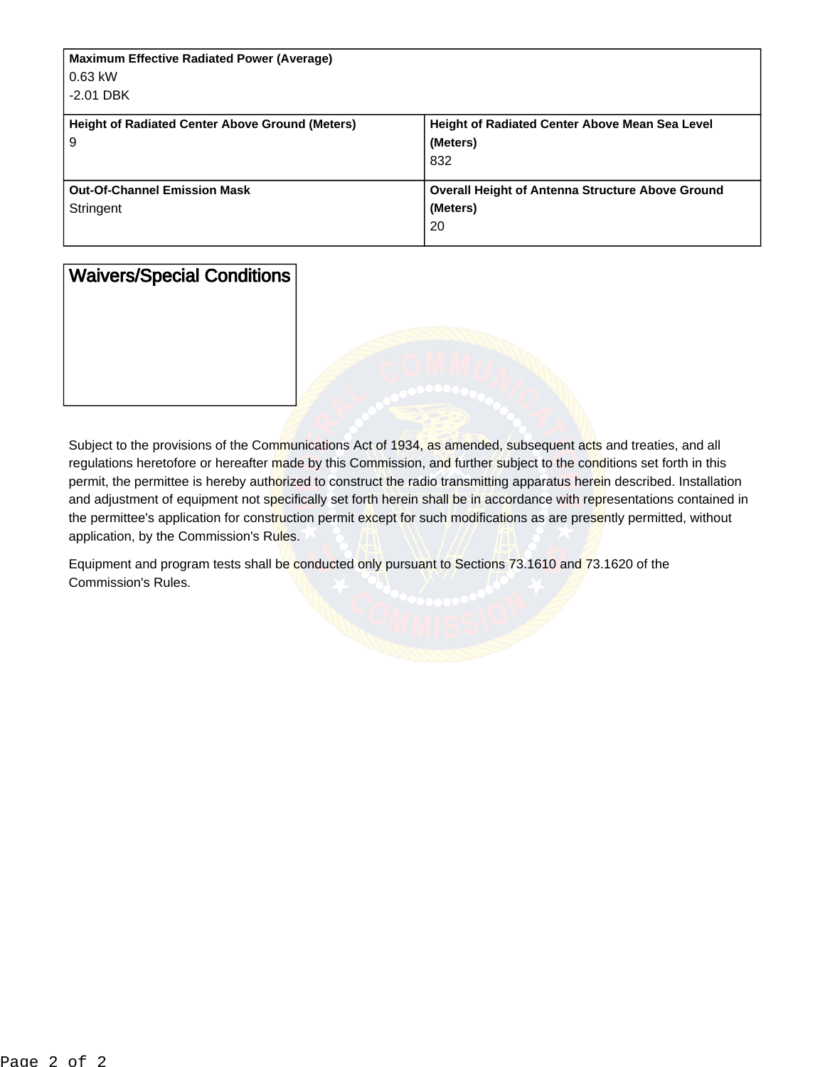| | |
|---|---|
| **Maximum Effective Radiated Power (Average)**<br>0.63 kW<br>-2.01 DBK | |
| **Height of Radiated Center Above Ground (Meters)**<br>9 | **Height of Radiated Center Above Mean Sea Level (Meters)**<br>832 |
| **Out-Of-Channel Emission Mask**<br>Stringent | **Overall Height of Antenna Structure Above Ground (Meters)**<br>20 |

## Waivers/Special Conditions

Subject to the provisions of the Communications Act of 1934, as amended, subsequent acts and treaties, and all regulations heretofore or hereafter made by this Commission, and further subject to the conditions set forth in this permit, the permittee is hereby authorized to construct the radio transmitting apparatus herein described. Installation and adjustment of equipment not specifically set forth herein shall be in accordance with representations contained in the permittee's application for construction permit except for such modifications as are presently permitted, without application, by the Commission's Rules.

Equipment and program tests shall be conducted only pursuant to Sections 73.1610 and 73.1620 of the Commission's Rules.